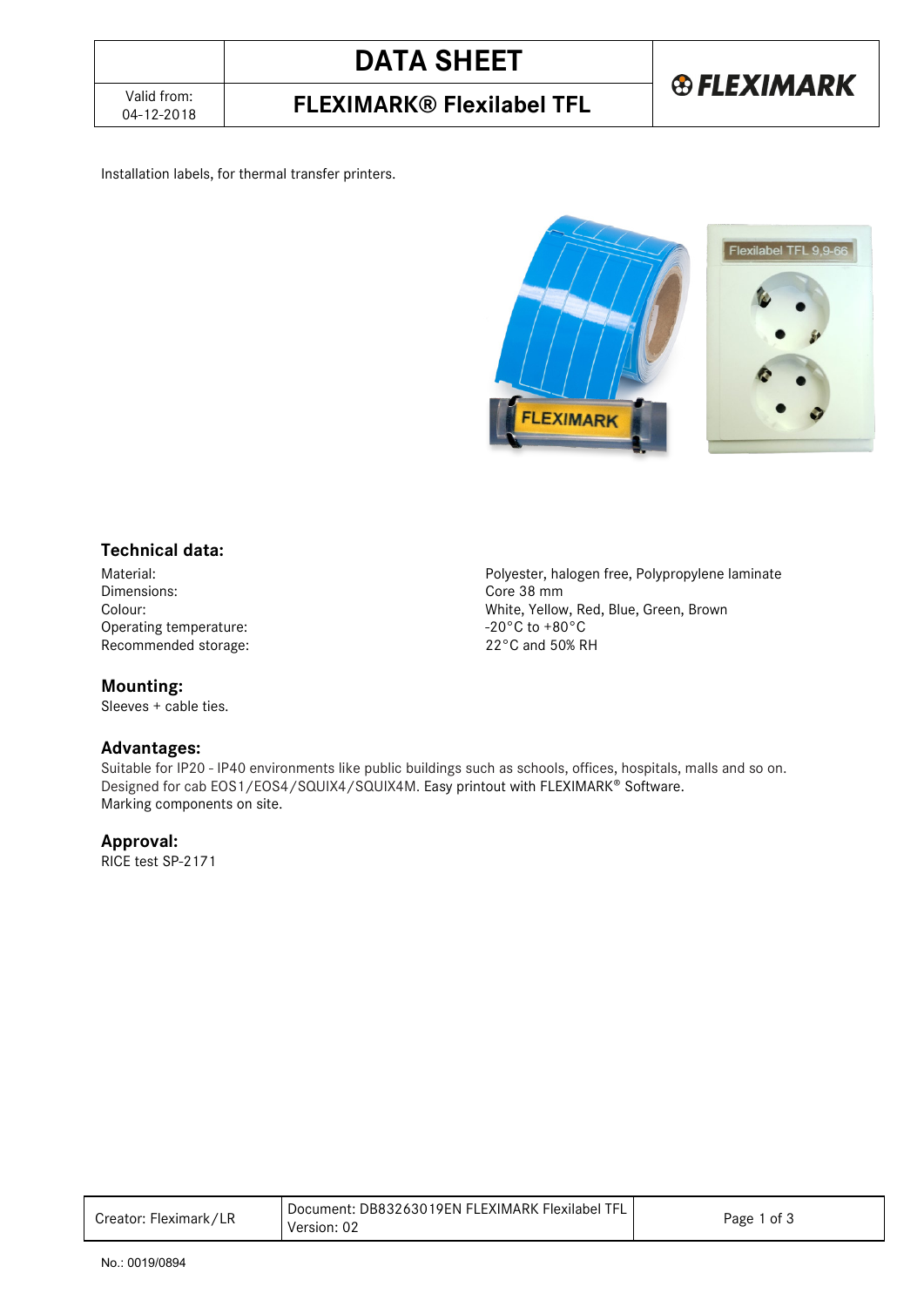# DATA SHEET

Valid from: 04-12-2018

## FLEXIMARK® Flexilabel TFL

Installation labels, for thermal transfer printers.

### Technical data:

| | |
|---|---|
| Material: | Polyester, halogen free, Polypropylene laminate |
| Dimensions: | Core 38 mm |
| Colour: | White, Yellow, Red, Blue, Green, Brown |
| Operating temperature: | -20°C to +80°C |
| Recommended storage: | 22°C and 50% RH |

### Mounting:

Sleeves + cable ties.

### Advantages:

Suitable for IP20 - IP40 environments like public buildings such as schools, offices, hospitals, malls and so on.
Designed for cab EOS1/EOS4/SQUIX4/SQUIX4M. Easy printout with FLEXIMARK® Software.
Marking components on site.

### Approval:

RICE test SP-2171

Creator: Fleximark/LR

Document: DB83263019EN FLEXIMARK Flexilabel TFL
Version: 02

No.: 0019/0894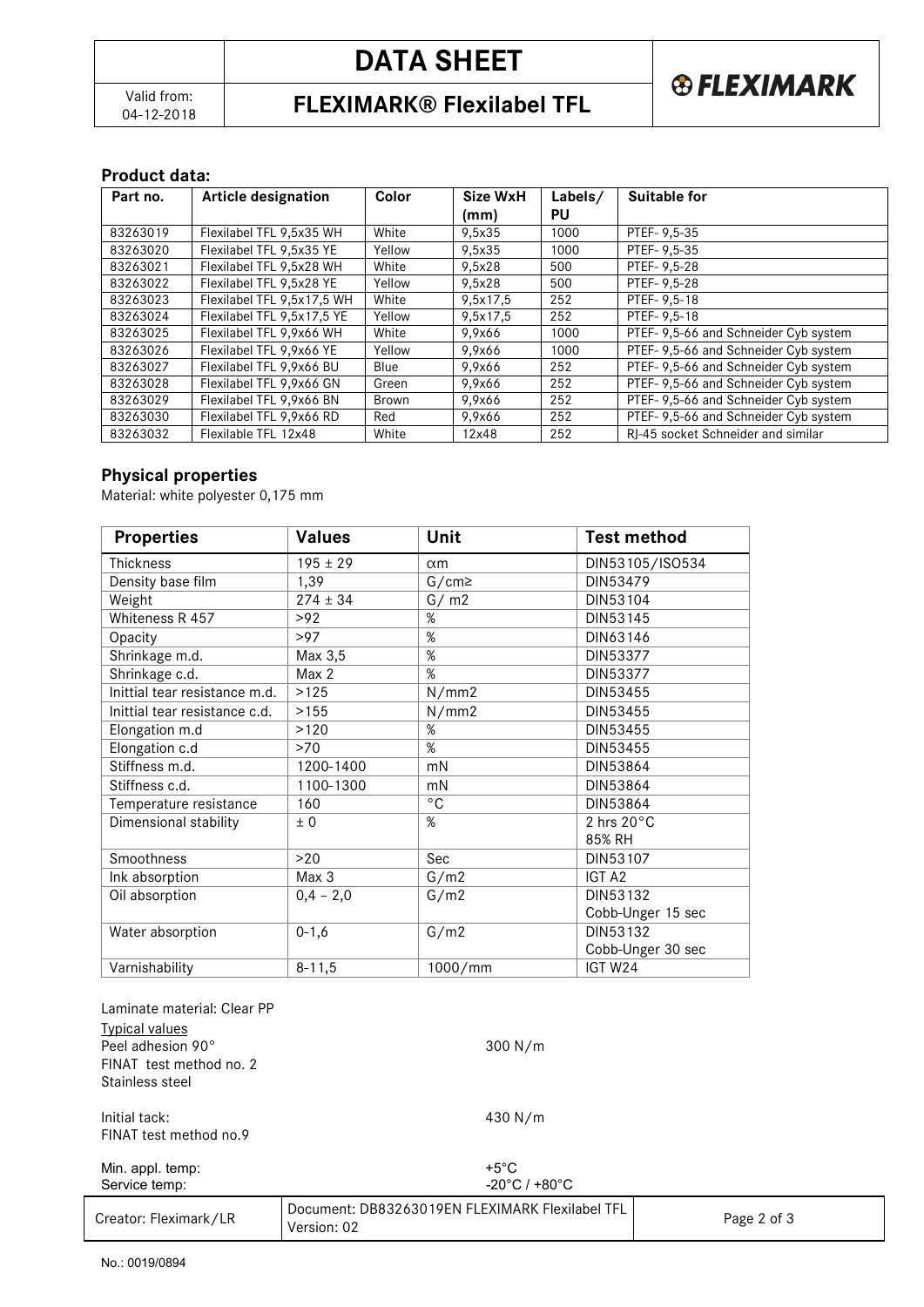## Product data:

| Part no. | Article designation | Color | Size WxH (mm) | Labels/ PU | Suitable for |
|---|---|---|---|---|---|
| 83263019 | Flexilabel TFL 9,5x35 WH | White | 9,5x35 | 1000 | PTEF- 9,5-35 |
| 83263020 | Flexilabel TFL 9,5x35 YE | Yellow | 9,5x35 | 1000 | PTEF- 9,5-35 |
| 83263021 | Flexilabel TFL 9,5x28 WH | White | 9,5x28 | 500 | PTEF- 9,5-28 |
| 83263022 | Flexilabel TFL 9,5x28 YE | Yellow | 9,5x28 | 500 | PTEF- 9,5-28 |
| 83263023 | Flexilabel TFL 9,5x17,5 WH | White | 9,5x17,5 | 252 | PTEF- 9,5-18 |
| 83263024 | Flexilabel TFL 9,5x17,5 YE | Yellow | 9,5x17,5 | 252 | PTEF- 9,5-18 |
| 83263025 | Flexilabel TFL 9,9x66 WH | White | 9,9x66 | 1000 | PTEF- 9,5-66 and Schneider Cyb system |
| 83263026 | Flexilabel TFL 9,9x66 YE | Yellow | 9,9x66 | 1000 | PTEF- 9,5-66 and Schneider Cyb system |
| 83263027 | Flexilabel TFL 9,9x66 BU | Blue | 9,9x66 | 252 | PTEF- 9,5-66 and Schneider Cyb system |
| 83263028 | Flexilabel TFL 9,9x66 GN | Green | 9,9x66 | 252 | PTEF- 9,5-66 and Schneider Cyb system |
| 83263029 | Flexilabel TFL 9,9x66 BN | Brown | 9,9x66 | 252 | PTEF- 9,5-66 and Schneider Cyb system |
| 83263030 | Flexilabel TFL 9,9x66 RD | Red | 9,9x66 | 252 | PTEF- 9,5-66 and Schneider Cyb system |
| 83263032 | Flexilable TFL 12x48 | White | 12x48 | 252 | RJ-45 socket Schneider and similar |

## Physical properties

Material: white polyester 0,175 mm

| Properties | Values | Unit | Test method |
|---|---|---|---|
| Thickness | 195 ± 29 | αm | DIN53105/ISO534 |
| Density base film | 1,39 | G/cm≥ | DIN53479 |
| Weight | 274 ± 34 | G/ m2 | DIN53104 |
| Whiteness R 457 | >92 | % | DIN53145 |
| Opacity | >97 | % | DIN63146 |
| Shrinkage m.d. | Max 3,5 | % | DIN53377 |
| Shrinkage c.d. | Max 2 | % | DIN53377 |
| Inittial tear resistance m.d. | >125 | N/mm2 | DIN53455 |
| Inittial tear resistance c.d. | >155 | N/mm2 | DIN53455 |
| Elongation m.d | >120 | % | DIN53455 |
| Elongation c.d | >70 | % | DIN53455 |
| Stiffness m.d. | 1200-1400 | mN | DIN53864 |
| Stiffness c.d. | 1100-1300 | mN | DIN53864 |
| Temperature resistance | 160 | °C | DIN53864 |
| Dimensional stability | ± 0 | % | 2 hrs 20°C 85% RH |
| Smoothness | >20 | Sec | DIN53107 |
| Ink absorption | Max 3 | G/m2 | IGT A2 |
| Oil absorption | 0,4 – 2,0 | G/m2 | DIN53132 Cobb-Unger 15 sec |
| Water absorption | 0-1,6 | G/m2 | DIN53132 Cobb-Unger 30 sec |
| Varnishability | 8-11,5 | 1000/mm | IGT W24 |

Laminate material: Clear PP

Typical values

Peel adhesion 90° — 300 N/m
FINAT test method no. 2
Stainless steel

Initial tack: — 430 N/m
FINAT test method no.9

Min. appl. temp: — +5°C
Service temp: — -20°C / +80°C

Creator: Fleximark/LR | Document: DB83263019EN FLEXIMARK Flexilabel TFL Version: 02

No.: 0019/0894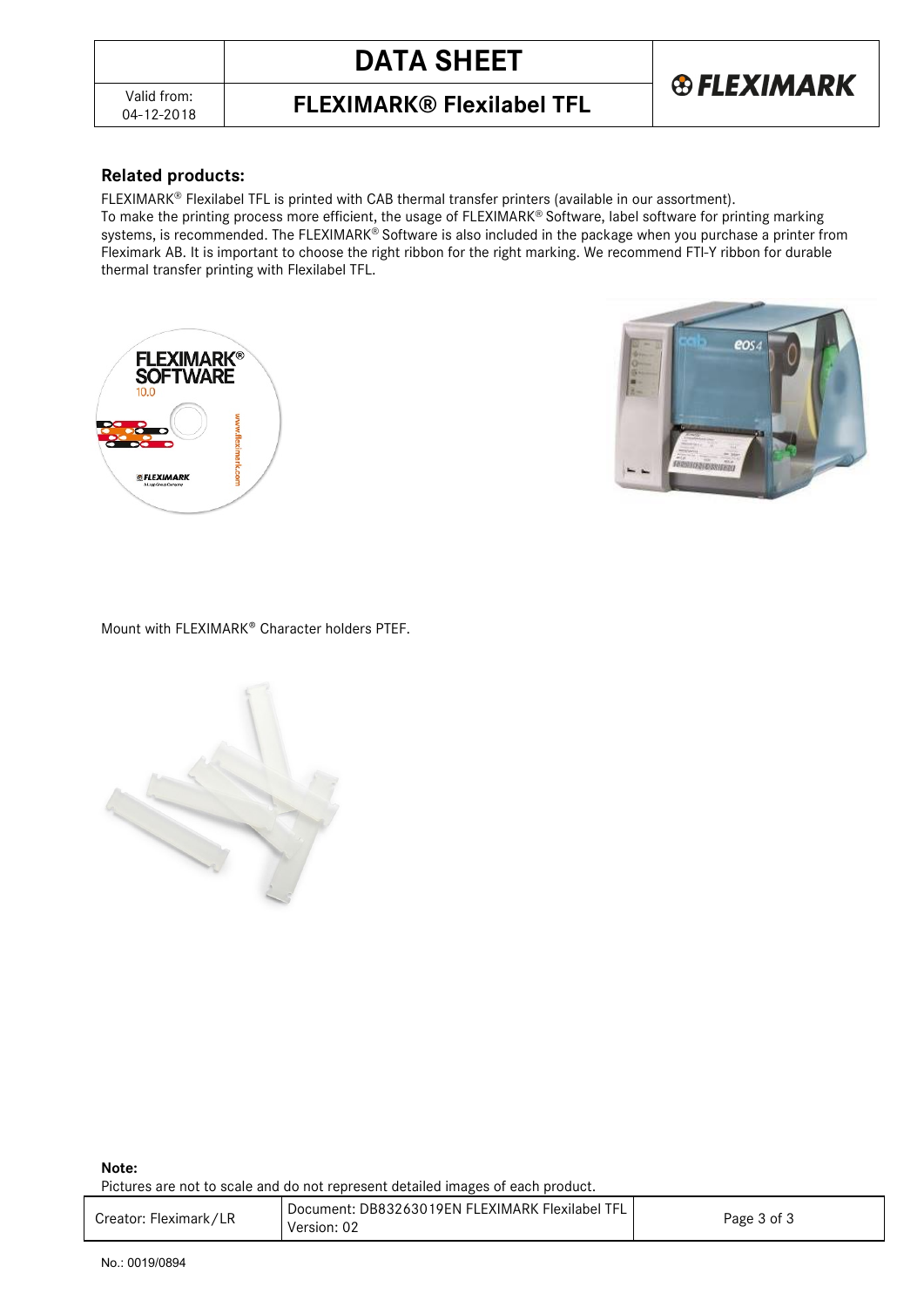### Related products:

FLEXIMARK® Flexilabel TFL is printed with CAB thermal transfer printers (available in our assortment).
To make the printing process more efficient, the usage of FLEXIMARK® Software, label software for printing marking systems, is recommended. The FLEXIMARK® Software is also included in the package when you purchase a printer from Fleximark AB. It is important to choose the right ribbon for the right marking. We recommend FTI-Y ribbon for durable thermal transfer printing with Flexilabel TFL.

Mount with FLEXIMARK® Character holders PTEF.

**Note:**
Pictures are not to scale and do not represent detailed images of each product.